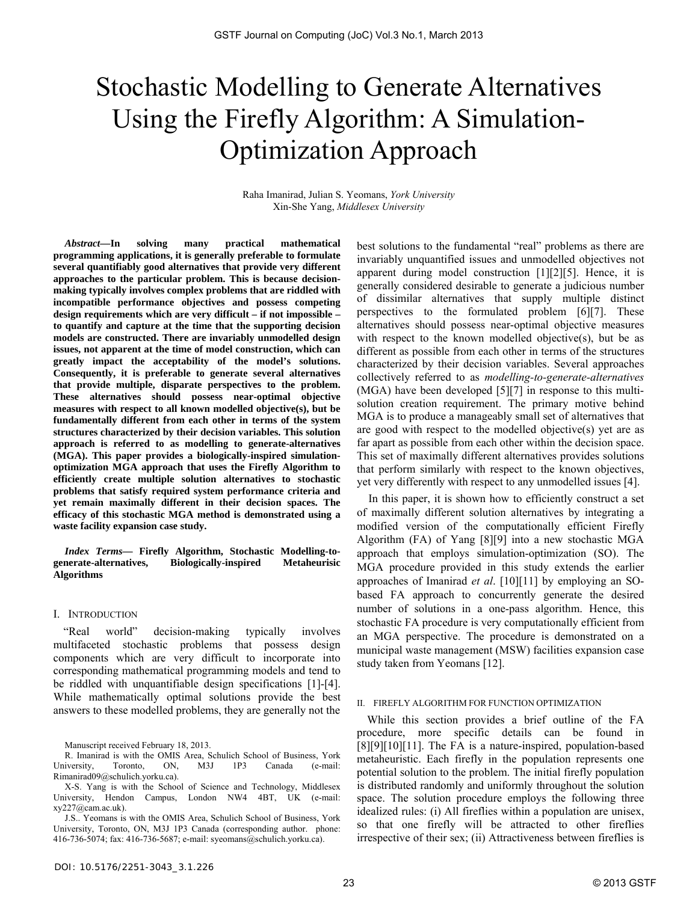# Stochastic Modelling to Generate Alternatives Using the Firefly Algorithm: A Simulation-Optimization Approach

Raha Imanirad, Julian S. Yeomans, *York University*
Xin-She Yang, *Middlesex University*

***Abstract*—In solving many practical mathematical programming applications, it is generally preferable to formulate several quantifiably good alternatives that provide very different approaches to the particular problem. This is because decision-making typically involves complex problems that are riddled with incompatible performance objectives and possess competing design requirements which are very difficult – if not impossible – to quantify and capture at the time that the supporting decision models are constructed. There are invariably unmodelled design issues, not apparent at the time of model construction, which can greatly impact the acceptability of the model's solutions. Consequently, it is preferable to generate several alternatives that provide multiple, disparate perspectives to the problem. These alternatives should possess near-optimal objective measures with respect to all known modelled objective(s), but be fundamentally different from each other in terms of the system structures characterized by their decision variables. This solution approach is referred to as modelling to generate-alternatives (MGA). This paper provides a biologically-inspired simulation-optimization MGA approach that uses the Firefly Algorithm to efficiently create multiple solution alternatives to stochastic problems that satisfy required system performance criteria and yet remain maximally different in their decision spaces. The efficacy of this stochastic MGA method is demonstrated using a waste facility expansion case study.**

***Index Terms*— Firefly Algorithm, Stochastic Modelling-to-generate-alternatives, Biologically-inspired Metaheurisic Algorithms**

## I. Introduction

"Real world" decision-making typically involves multifaceted stochastic problems that possess design components which are very difficult to incorporate into corresponding mathematical programming models and tend to be riddled with unquantifiable design specifications [1]-[4]. While mathematically optimal solutions provide the best answers to these modelled problems, they are generally not the best solutions to the fundamental "real" problems as there are invariably unquantified issues and unmodelled objectives not apparent during model construction [1][2][5]. Hence, it is generally considered desirable to generate a judicious number of dissimilar alternatives that supply multiple distinct perspectives to the formulated problem [6][7]. These alternatives should possess near-optimal objective measures with respect to the known modelled objective(s), but be as different as possible from each other in terms of the structures characterized by their decision variables. Several approaches collectively referred to as *modelling-to-generate-alternatives* (MGA) have been developed [5][7] in response to this multi-solution creation requirement. The primary motive behind MGA is to produce a manageably small set of alternatives that are good with respect to the modelled objective(s) yet are as far apart as possible from each other within the decision space. This set of maximally different alternatives provides solutions that perform similarly with respect to the known objectives, yet very differently with respect to any unmodelled issues [4].

In this paper, it is shown how to efficiently construct a set of maximally different solution alternatives by integrating a modified version of the computationally efficient Firefly Algorithm (FA) of Yang [8][9] into a new stochastic MGA approach that employs simulation-optimization (SO). The MGA procedure provided in this study extends the earlier approaches of Imanirad *et al*. [10][11] by employing an SO-based FA approach to concurrently generate the desired number of solutions in a one-pass algorithm. Hence, this stochastic FA procedure is very computationally efficient from an MGA perspective. The procedure is demonstrated on a municipal waste management (MSW) facilities expansion case study taken from Yeomans [12].

## II. Firefly Algorithm for Function Optimization

While this section provides a brief outline of the FA procedure, more specific details can be found in [8][9][10][11]. The FA is a nature-inspired, population-based metaheuristic. Each firefly in the population represents one potential solution to the problem. The initial firefly population is distributed randomly and uniformly throughout the solution space. The solution procedure employs the following three idealized rules: (i) All fireflies within a population are unisex, so that one firefly will be attracted to other fireflies irrespective of their sex; (ii) Attractiveness between fireflies is

Manuscript received February 18, 2013.

R. Imanirad is with the OMIS Area, Schulich School of Business, York University, Toronto, ON, M3J 1P3 Canada (e-mail: Rimanirad09@schulich.yorku.ca).

X-S. Yang is with the School of Science and Technology, Middlesex University, Hendon Campus, London NW4 4BT, UK (e-mail: xy227@cam.ac.uk).

J.S.. Yeomans is with the OMIS Area, Schulich School of Business, York University, Toronto, ON, M3J 1P3 Canada (corresponding author. phone: 416-736-5074; fax: 416-736-5687; e-mail: syeomans@schulich.yorku.ca).

DOI: 10.5176/2251-3043_3.1.226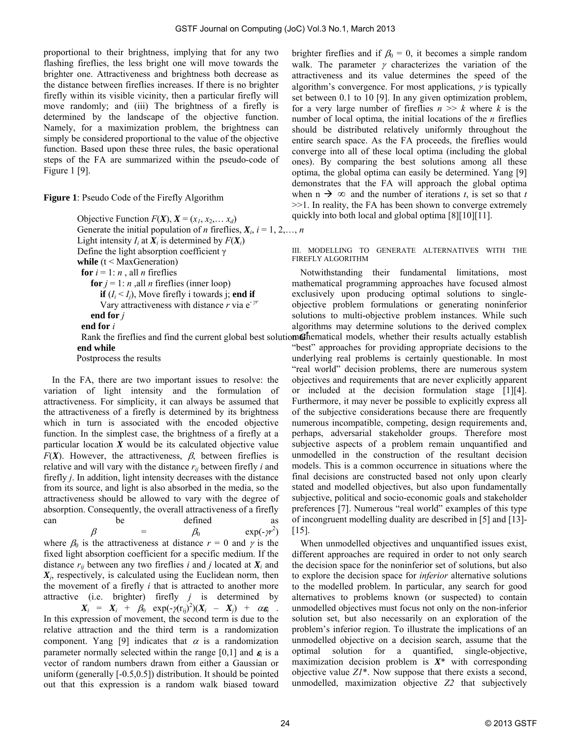proportional to their brightness, implying that for any two flashing fireflies, the less bright one will move towards the brighter one. Attractiveness and brightness both decrease as the distance between fireflies increases. If there is no brighter firefly within its visible vicinity, then a particular firefly will move randomly; and (iii) The brightness of a firefly is determined by the landscape of the objective function. Namely, for a maximization problem, the brightness can simply be considered proportional to the value of the objective function. Based upon these three rules, the basic operational steps of the FA are summarized within the pseudo-code of Figure 1 [9].

**Figure 1**: Pseudo Code of the Firefly Algorithm

```
Objective Function F(X), X = (x1, x2,… xd)
Generate the initial population of n fireflies, Xi, i = 1, 2,…, n
Light intensity Ii at Xi is determined by F(Xi)
Define the light absorption coefficient γ
while (t < MaxGeneration)
  for i = 1: n , all n fireflies
     for j = 1: n ,all n fireflies (inner loop)
        if (Ii < Ij), Move firefly i towards j; end if
        Vary attractiveness with distance r via e^(-γr)
     end for j
  end for i
  Rank the fireflies and find the current global best solution G*
end while
Postprocess the results
```

In the FA, there are two important issues to resolve: the variation of light intensity and the formulation of attractiveness. For simplicity, it can always be assumed that the attractiveness of a firefly is determined by its brightness which in turn is associated with the encoded objective function. In the simplest case, the brightness of a firefly at a particular location $\boldsymbol{X}$ would be its calculated objective value $F(\boldsymbol{X})$. However, the attractiveness, $\beta$, between fireflies is relative and will vary with the distance $r_{ij}$ between firefly $i$ and firefly $j$. In addition, light intensity decreases with the distance from its source, and light is also absorbed in the media, so the attractiveness should be allowed to vary with the degree of absorption. Consequently, the overall attractiveness of a firefly can be defined as $\beta = \beta_0 \exp(-\gamma r^2)$ where $\beta_0$ is the attractiveness at distance $r = 0$ and $\gamma$ is the fixed light absorption coefficient for a specific medium. If the distance $r_{ij}$ between any two fireflies $i$ and $j$ located at $\boldsymbol{X}_i$ and $\boldsymbol{X}_j$, respectively, is calculated using the Euclidean norm, then the movement of a firefly $i$ that is attracted to another more attractive (i.e. brighter) firefly $j$ is determined by $\boldsymbol{X}_i = \boldsymbol{X}_i + \beta_0 \exp(-\gamma(r_{ij})^2)(\boldsymbol{X}_i - \boldsymbol{X}_j) + \alpha\boldsymbol{\varepsilon}_i$. In this expression of movement, the second term is due to the relative attraction and the third term is a randomization component. Yang [9] indicates that $\alpha$ is a randomization parameter normally selected within the range [0,1] and $\boldsymbol{\varepsilon}_i$ is a vector of random numbers drawn from either a Gaussian or uniform (generally [-0.5,0.5]) distribution. It should be pointed out that this expression is a random walk biased toward brighter fireflies and if $\beta_0 = 0$, it becomes a simple random walk. The parameter $\gamma$ characterizes the variation of the attractiveness and its value determines the speed of the algorithm's convergence. For most applications, $\gamma$ is typically set between 0.1 to 10 [9]. In any given optimization problem, for a very large number of fireflies $n >> k$ where $k$ is the number of local optima, the initial locations of the $n$ fireflies should be distributed relatively uniformly throughout the entire search space. As the FA proceeds, the fireflies would converge into all of these local optima (including the global ones). By comparing the best solutions among all these optima, the global optima can easily be determined. Yang [9] demonstrates that the FA will approach the global optima when $n \rightarrow \infty$ and the number of iterations $t$, is set so that $t >>1$. In reality, the FA has been shown to converge extremely quickly into both local and global optima [8][10][11].

## III. MODELLING TO GENERATE ALTERNATIVES WITH THE FIREFLY ALGORITHM

Notwithstanding their fundamental limitations, most mathematical programming approaches have focused almost exclusively upon producing optimal solutions to single-objective problem formulations or generating noninferior solutions to multi-objective problem instances. While such algorithms may determine solutions to the derived complex mathematical models, whether their results actually establish "best" approaches for providing appropriate decisions to the underlying real problems is certainly questionable. In most "real world" decision problems, there are numerous system objectives and requirements that are never explicitly apparent or included at the decision formulation stage [1][4]. Furthermore, it may never be possible to explicitly express all of the subjective considerations because there are frequently numerous incompatible, competing, design requirements and, perhaps, adversarial stakeholder groups. Therefore most subjective aspects of a problem remain unquantified and unmodelled in the construction of the resultant decision models. This is a common occurrence in situations where the final decisions are constructed based not only upon clearly stated and modelled objectives, but also upon fundamentally subjective, political and socio-economic goals and stakeholder preferences [7]. Numerous "real world" examples of this type of incongruent modelling duality are described in [5] and [13]-[15].

When unmodelled objectives and unquantified issues exist, different approaches are required in order to not only search the decision space for the noninferior set of solutions, but also to explore the decision space for *inferior* alternative solutions to the modelled problem. In particular, any search for good alternatives to problems known (or suspected) to contain unmodelled objectives must focus not only on the non-inferior solution set, but also necessarily on an exploration of the problem's inferior region. To illustrate the implications of an unmodelled objective on a decision search, assume that the optimal solution for a quantified, single-objective, maximization decision problem is $\boldsymbol{X}^*$ with corresponding objective value $Z1^*$. Now suppose that there exists a second, unmodelled, maximization objective $Z2$ that subjectively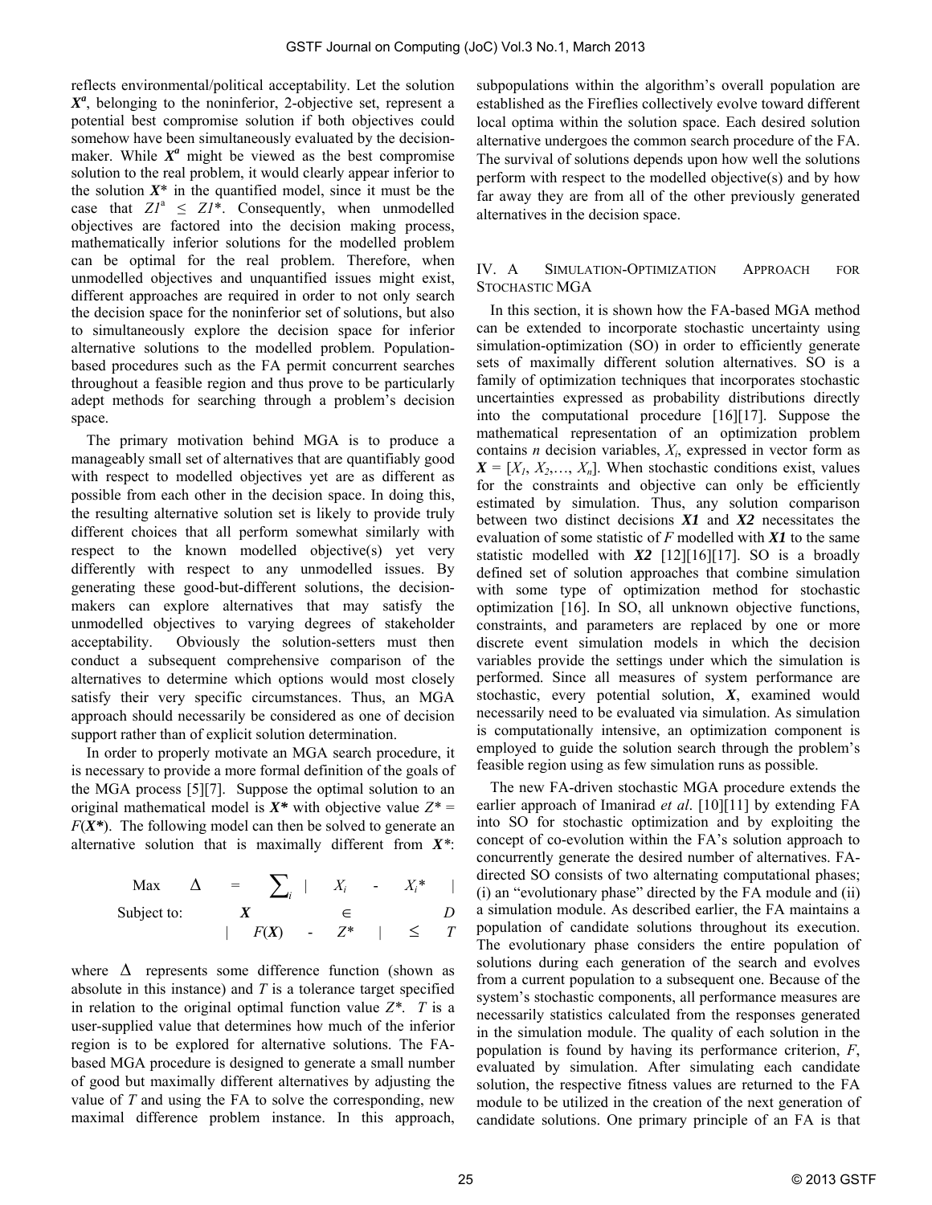reflects environmental/political acceptability. Let the solution $X^a$, belonging to the noninferior, 2-objective set, represent a potential best compromise solution if both objectives could somehow have been simultaneously evaluated by the decision-maker. While $X^a$ might be viewed as the best compromise solution to the real problem, it would clearly appear inferior to the solution $X^*$ in the quantified model, since it must be the case that $Z1^a \leq Z1^*$. Consequently, when unmodelled objectives are factored into the decision making process, mathematically inferior solutions for the modelled problem can be optimal for the real problem. Therefore, when unmodelled objectives and unquantified issues might exist, different approaches are required in order to not only search the decision space for the noninferior set of solutions, but also to simultaneously explore the decision space for inferior alternative solutions to the modelled problem. Population-based procedures such as the FA permit concurrent searches throughout a feasible region and thus prove to be particularly adept methods for searching through a problem's decision space.

The primary motivation behind MGA is to produce a manageably small set of alternatives that are quantifiably good with respect to modelled objectives yet are as different as possible from each other in the decision space. In doing this, the resulting alternative solution set is likely to provide truly different choices that all perform somewhat similarly with respect to the known modelled objective(s) yet very differently with respect to any unmodelled issues. By generating these good-but-different solutions, the decision-makers can explore alternatives that may satisfy the unmodelled objectives to varying degrees of stakeholder acceptability. Obviously the solution-setters must then conduct a subsequent comprehensive comparison of the alternatives to determine which options would most closely satisfy their very specific circumstances. Thus, an MGA approach should necessarily be considered as one of decision support rather than of explicit solution determination.

In order to properly motivate an MGA search procedure, it is necessary to provide a more formal definition of the goals of the MGA process [5][7]. Suppose the optimal solution to an original mathematical model is $X^*$ with objective value $Z^* = F(X^*)$. The following model can then be solved to generate an alternative solution that is maximally different from $X^*$:

$$\text{Max} \quad \Delta = \sum_i | X_i - X_i^* |$$

$$\text{Subject to:} \quad X \in D$$

$$| F(X) - Z^* | \leq T$$

where $\Delta$ represents some difference function (shown as absolute in this instance) and $T$ is a tolerance target specified in relation to the original optimal function value $Z^*$. $T$ is a user-supplied value that determines how much of the inferior region is to be explored for alternative solutions. The FA-based MGA procedure is designed to generate a small number of good but maximally different alternatives by adjusting the value of $T$ and using the FA to solve the corresponding, new maximal difference problem instance. In this approach, subpopulations within the algorithm's overall population are established as the Fireflies collectively evolve toward different local optima within the solution space. Each desired solution alternative undergoes the common search procedure of the FA. The survival of solutions depends upon how well the solutions perform with respect to the modelled objective(s) and by how far away they are from all of the other previously generated alternatives in the decision space.

## IV. A Simulation-Optimization Approach for Stochastic MGA

In this section, it is shown how the FA-based MGA method can be extended to incorporate stochastic uncertainty using simulation-optimization (SO) in order to efficiently generate sets of maximally different solution alternatives. SO is a family of optimization techniques that incorporates stochastic uncertainties expressed as probability distributions directly into the computational procedure [16][17]. Suppose the mathematical representation of an optimization problem contains $n$ decision variables, $X_i$, expressed in vector form as $X = [X_1, X_2, \ldots, X_n]$. When stochastic conditions exist, values for the constraints and objective can only be efficiently estimated by simulation. Thus, any solution comparison between two distinct decisions $X1$ and $X2$ necessitates the evaluation of some statistic of $F$ modelled with $X1$ to the same statistic modelled with $X2$ [12][16][17]. SO is a broadly defined set of solution approaches that combine simulation with some type of optimization method for stochastic optimization [16]. In SO, all unknown objective functions, constraints, and parameters are replaced by one or more discrete event simulation models in which the decision variables provide the settings under which the simulation is performed. Since all measures of system performance are stochastic, every potential solution, $X$, examined would necessarily need to be evaluated via simulation. As simulation is computationally intensive, an optimization component is employed to guide the solution search through the problem's feasible region using as few simulation runs as possible.

The new FA-driven stochastic MGA procedure extends the earlier approach of Imanirad *et al*. [10][11] by extending FA into SO for stochastic optimization and by exploiting the concept of co-evolution within the FA's solution approach to concurrently generate the desired number of alternatives. FA-directed SO consists of two alternating computational phases; (i) an "evolutionary phase" directed by the FA module and (ii) a simulation module. As described earlier, the FA maintains a population of candidate solutions throughout its execution. The evolutionary phase considers the entire population of solutions during each generation of the search and evolves from a current population to a subsequent one. Because of the system's stochastic components, all performance measures are necessarily statistics calculated from the responses generated in the simulation module. The quality of each solution in the population is found by having its performance criterion, $F$, evaluated by simulation. After simulating each candidate solution, the respective fitness values are returned to the FA module to be utilized in the creation of the next generation of candidate solutions. One primary principle of an FA is that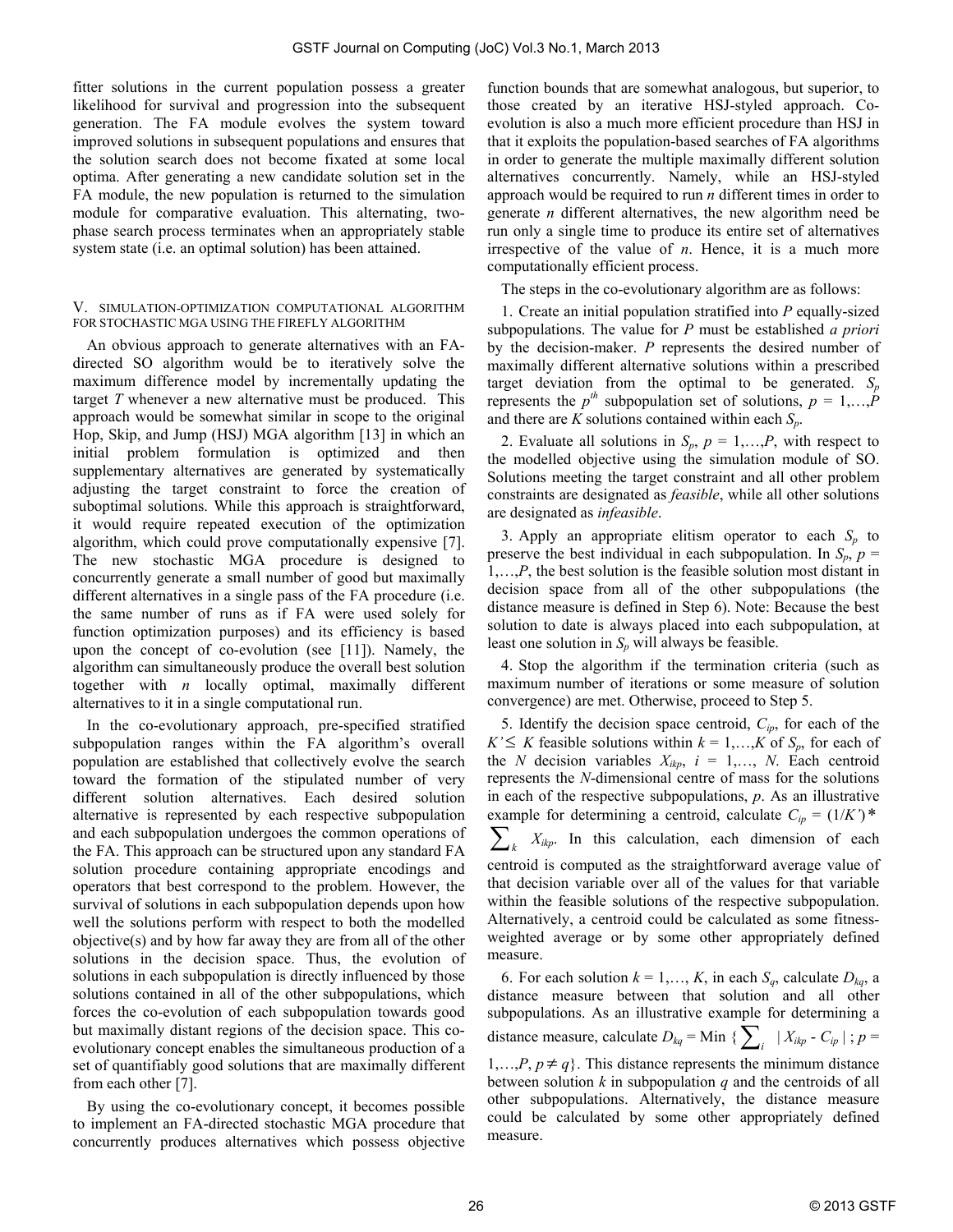fitter solutions in the current population possess a greater likelihood for survival and progression into the subsequent generation. The FA module evolves the system toward improved solutions in subsequent populations and ensures that the solution search does not become fixated at some local optima. After generating a new candidate solution set in the FA module, the new population is returned to the simulation module for comparative evaluation. This alternating, two-phase search process terminates when an appropriately stable system state (i.e. an optimal solution) has been attained.

## V. SIMULATION-OPTIMIZATION COMPUTATIONAL ALGORITHM FOR STOCHASTIC MGA USING THE FIREFLY ALGORITHM

An obvious approach to generate alternatives with an FA-directed SO algorithm would be to iteratively solve the maximum difference model by incrementally updating the target $T$ whenever a new alternative must be produced. This approach would be somewhat similar in scope to the original Hop, Skip, and Jump (HSJ) MGA algorithm [13] in which an initial problem formulation is optimized and then supplementary alternatives are generated by systematically adjusting the target constraint to force the creation of suboptimal solutions. While this approach is straightforward, it would require repeated execution of the optimization algorithm, which could prove computationally expensive [7]. The new stochastic MGA procedure is designed to concurrently generate a small number of good but maximally different alternatives in a single pass of the FA procedure (i.e. the same number of runs as if FA were used solely for function optimization purposes) and its efficiency is based upon the concept of co-evolution (see [11]). Namely, the algorithm can simultaneously produce the overall best solution together with $n$ locally optimal, maximally different alternatives to it in a single computational run.

In the co-evolutionary approach, pre-specified stratified subpopulation ranges within the FA algorithm's overall population are established that collectively evolve the search toward the formation of the stipulated number of very different solution alternatives. Each desired solution alternative is represented by each respective subpopulation and each subpopulation undergoes the common operations of the FA. This approach can be structured upon any standard FA solution procedure containing appropriate encodings and operators that best correspond to the problem. However, the survival of solutions in each subpopulation depends upon how well the solutions perform with respect to both the modelled objective(s) and by how far away they are from all of the other solutions in the decision space. Thus, the evolution of solutions in each subpopulation is directly influenced by those solutions contained in all of the other subpopulations, which forces the co-evolution of each subpopulation towards good but maximally distant regions of the decision space. This co-evolutionary concept enables the simultaneous production of a set of quantifiably good solutions that are maximally different from each other [7].

By using the co-evolutionary concept, it becomes possible to implement an FA-directed stochastic MGA procedure that concurrently produces alternatives which possess objective function bounds that are somewhat analogous, but superior, to those created by an iterative HSJ-styled approach. Co-evolution is also a much more efficient procedure than HSJ in that it exploits the population-based searches of FA algorithms in order to generate the multiple maximally different solution alternatives concurrently. Namely, while an HSJ-styled approach would be required to run $n$ different times in order to generate $n$ different alternatives, the new algorithm need be run only a single time to produce its entire set of alternatives irrespective of the value of $n$. Hence, it is a much more computationally efficient process.

The steps in the co-evolutionary algorithm are as follows:

1. Create an initial population stratified into $P$ equally-sized subpopulations. The value for $P$ must be established *a priori* by the decision-maker. $P$ represents the desired number of maximally different alternative solutions within a prescribed target deviation from the optimal to be generated. $S_p$ represents the $p^{th}$ subpopulation set of solutions, $p = 1,\ldots,P$ and there are $K$ solutions contained within each $S_p$.

2. Evaluate all solutions in $S_p$, $p = 1,\ldots,P$, with respect to the modelled objective using the simulation module of SO. Solutions meeting the target constraint and all other problem constraints are designated as *feasible*, while all other solutions are designated as *infeasible*.

3. Apply an appropriate elitism operator to each $S_p$ to preserve the best individual in each subpopulation. In $S_p$, $p = 1,\ldots,P$, the best solution is the feasible solution most distant in decision space from all of the other subpopulations (the distance measure is defined in Step 6). Note: Because the best solution to date is always placed into each subpopulation, at least one solution in $S_p$ will always be feasible.

4. Stop the algorithm if the termination criteria (such as maximum number of iterations or some measure of solution convergence) are met. Otherwise, proceed to Step 5.

5. Identify the decision space centroid, $C_{ip}$, for each of the $K' \leq K$ feasible solutions within $k = 1,\ldots,K$ of $S_p$, for each of the $N$ decision variables $X_{ikp}$, $i = 1,\ldots, N$. Each centroid represents the $N$-dimensional centre of mass for the solutions in each of the respective subpopulations, $p$. As an illustrative example for determining a centroid, calculate $C_{ip} = (1/K')*\sum_k X_{ikp}$. In this calculation, each dimension of each centroid is computed as the straightforward average value of that decision variable over all of the values for that variable within the feasible solutions of the respective subpopulation. Alternatively, a centroid could be calculated as some fitness-weighted average or by some other appropriately defined measure.

6. For each solution $k = 1,\ldots, K$, in each $S_q$, calculate $D_{kq}$, a distance measure between that solution and all other subpopulations. As an illustrative example for determining a distance measure, calculate $D_{kq} = \text{Min} \{ \sum_i | X_{ikp} - C_{ip} | ; p = 1,\ldots,P, p \neq q\}$. This distance represents the minimum distance between solution $k$ in subpopulation $q$ and the centroids of all other subpopulations. Alternatively, the distance measure could be calculated by some other appropriately defined measure.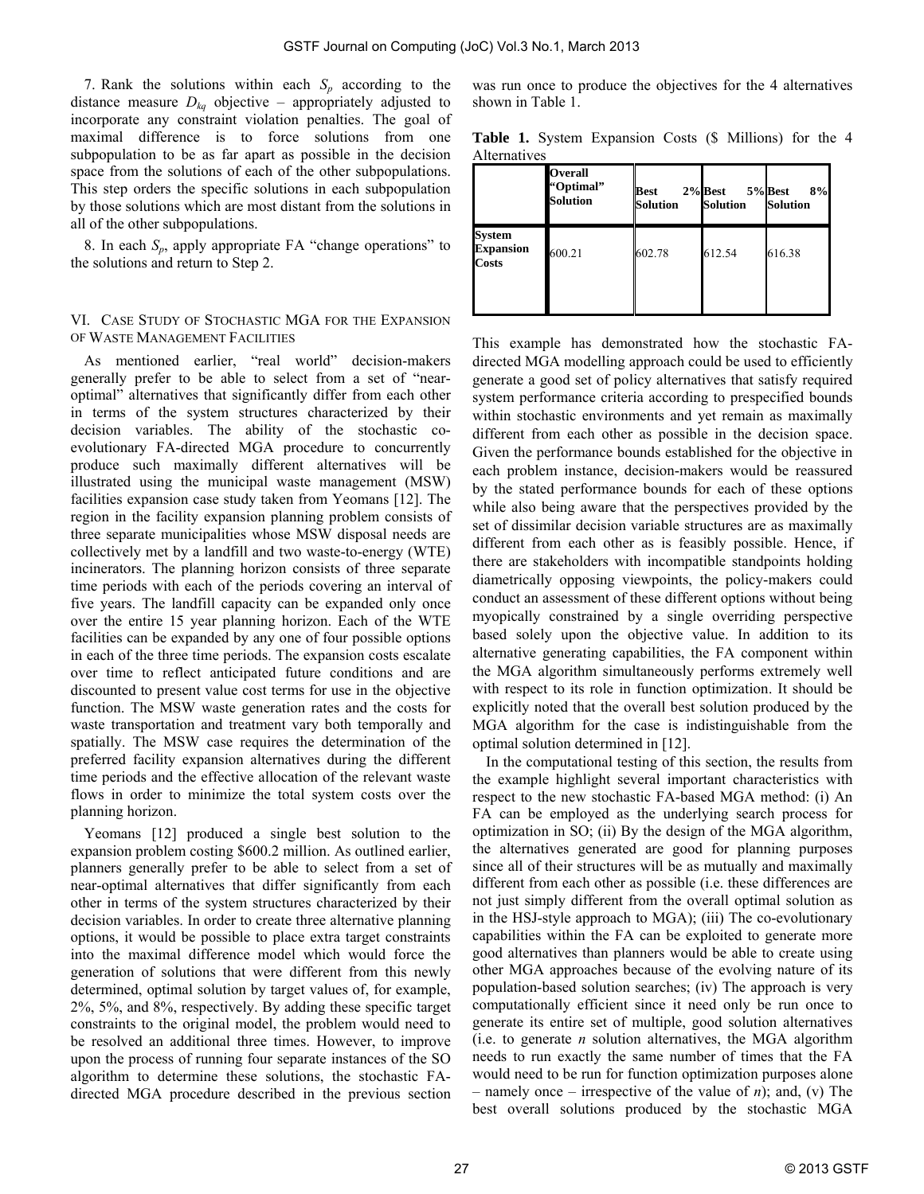7. Rank the solutions within each $S_p$ according to the distance measure $D_{kq}$ objective – appropriately adjusted to incorporate any constraint violation penalties. The goal of maximal difference is to force solutions from one subpopulation to be as far apart as possible in the decision space from the solutions of each of the other subpopulations. This step orders the specific solutions in each subpopulation by those solutions which are most distant from the solutions in all of the other subpopulations.

8. In each $S_p$, apply appropriate FA "change operations" to the solutions and return to Step 2.

## VI. Case Study of Stochastic MGA for the Expansion of Waste Management Facilities

As mentioned earlier, "real world" decision-makers generally prefer to be able to select from a set of "near-optimal" alternatives that significantly differ from each other in terms of the system structures characterized by their decision variables. The ability of the stochastic co-evolutionary FA-directed MGA procedure to concurrently produce such maximally different alternatives will be illustrated using the municipal waste management (MSW) facilities expansion case study taken from Yeomans [12]. The region in the facility expansion planning problem consists of three separate municipalities whose MSW disposal needs are collectively met by a landfill and two waste-to-energy (WTE) incinerators. The planning horizon consists of three separate time periods with each of the periods covering an interval of five years. The landfill capacity can be expanded only once over the entire 15 year planning horizon. Each of the WTE facilities can be expanded by any one of four possible options in each of the three time periods. The expansion costs escalate over time to reflect anticipated future conditions and are discounted to present value cost terms for use in the objective function. The MSW waste generation rates and the costs for waste transportation and treatment vary both temporally and spatially. The MSW case requires the determination of the preferred facility expansion alternatives during the different time periods and the effective allocation of the relevant waste flows in order to minimize the total system costs over the planning horizon.

Yeomans [12] produced a single best solution to the expansion problem costing $600.2 million. As outlined earlier, planners generally prefer to be able to select from a set of near-optimal alternatives that differ significantly from each other in terms of the system structures characterized by their decision variables. In order to create three alternative planning options, it would be possible to place extra target constraints into the maximal difference model which would force the generation of solutions that were different from this newly determined, optimal solution by target values of, for example, 2%, 5%, and 8%, respectively. By adding these specific target constraints to the original model, the problem would need to be resolved an additional three times. However, to improve upon the process of running four separate instances of the SO algorithm to determine these solutions, the stochastic FA-directed MGA procedure described in the previous section was run once to produce the objectives for the 4 alternatives shown in Table 1.

**Table 1.** System Expansion Costs ($ Millions) for the 4 Alternatives

| | Overall "Optimal" Solution | Best 2% Solution | Best 5% Solution | Best 8% Solution |
|---|---|---|---|---|
| **System Expansion Costs** | 600.21 | 602.78 | 612.54 | 616.38 |

This example has demonstrated how the stochastic FA-directed MGA modelling approach could be used to efficiently generate a good set of policy alternatives that satisfy required system performance criteria according to prespecified bounds within stochastic environments and yet remain as maximally different from each other as possible in the decision space. Given the performance bounds established for the objective in each problem instance, decision-makers would be reassured by the stated performance bounds for each of these options while also being aware that the perspectives provided by the set of dissimilar decision variable structures are as maximally different from each other as is feasibly possible. Hence, if there are stakeholders with incompatible standpoints holding diametrically opposing viewpoints, the policy-makers could conduct an assessment of these different options without being myopically constrained by a single overriding perspective based solely upon the objective value. In addition to its alternative generating capabilities, the FA component within the MGA algorithm simultaneously performs extremely well with respect to its role in function optimization. It should be explicitly noted that the overall best solution produced by the MGA algorithm for the case is indistinguishable from the optimal solution determined in [12].

In the computational testing of this section, the results from the example highlight several important characteristics with respect to the new stochastic FA-based MGA method: (i) An FA can be employed as the underlying search process for optimization in SO; (ii) By the design of the MGA algorithm, the alternatives generated are good for planning purposes since all of their structures will be as mutually and maximally different from each other as possible (i.e. these differences are not just simply different from the overall optimal solution as in the HSJ-style approach to MGA); (iii) The co-evolutionary capabilities within the FA can be exploited to generate more good alternatives than planners would be able to create using other MGA approaches because of the evolving nature of its population-based solution searches; (iv) The approach is very computationally efficient since it need only be run once to generate its entire set of multiple, good solution alternatives (i.e. to generate $n$ solution alternatives, the MGA algorithm needs to run exactly the same number of times that the FA would need to be run for function optimization purposes alone – namely once – irrespective of the value of $n$); and, (v) The best overall solutions produced by the stochastic MGA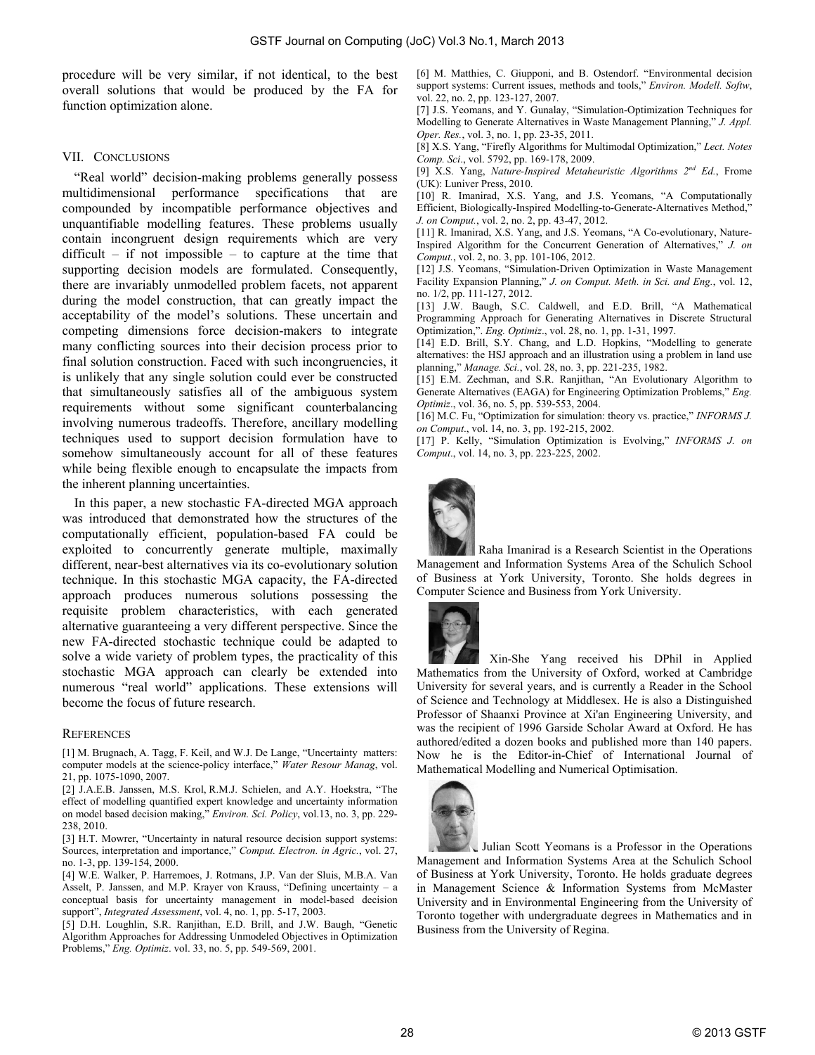procedure will be very similar, if not identical, to the best overall solutions that would be produced by the FA for function optimization alone.

## VII. Conclusions

"Real world" decision-making problems generally possess multidimensional performance specifications that are compounded by incompatible performance objectives and unquantifiable modelling features. These problems usually contain incongruent design requirements which are very difficult – if not impossible – to capture at the time that supporting decision models are formulated. Consequently, there are invariably unmodelled problem facets, not apparent during the model construction, that can greatly impact the acceptability of the model's solutions. These uncertain and competing dimensions force decision-makers to integrate many conflicting sources into their decision process prior to final solution construction. Faced with such incongruencies, it is unlikely that any single solution could ever be constructed that simultaneously satisfies all of the ambiguous system requirements without some significant counterbalancing involving numerous tradeoffs. Therefore, ancillary modelling techniques used to support decision formulation have to somehow simultaneously account for all of these features while being flexible enough to encapsulate the impacts from the inherent planning uncertainties.

In this paper, a new stochastic FA-directed MGA approach was introduced that demonstrated how the structures of the computationally efficient, population-based FA could be exploited to concurrently generate multiple, maximally different, near-best alternatives via its co-evolutionary solution technique. In this stochastic MGA capacity, the FA-directed approach produces numerous solutions possessing the requisite problem characteristics, with each generated alternative guaranteeing a very different perspective. Since the new FA-directed stochastic technique could be adapted to solve a wide variety of problem types, the practicality of this stochastic MGA approach can clearly be extended into numerous "real world" applications. These extensions will become the focus of future research.

## References

[1] M. Brugnach, A. Tagg, F. Keil, and W.J. De Lange, "Uncertainty matters: computer models at the science-policy interface," *Water Resour Manag*, vol. 21, pp. 1075-1090, 2007.

[2] J.A.E.B. Janssen, M.S. Krol, R.M.J. Schielen, and A.Y. Hoekstra, "The effect of modelling quantified expert knowledge and uncertainty information on model based decision making," *Environ. Sci. Policy*, vol.13, no. 3, pp. 229-238, 2010.

[3] H.T. Mowrer, "Uncertainty in natural resource decision support systems: Sources, interpretation and importance," *Comput. Electron. in Agric.*, vol. 27, no. 1-3, pp. 139-154, 2000.

[4] W.E. Walker, P. Harremoes, J. Rotmans, J.P. Van der Sluis, M.B.A. Van Asselt, P. Janssen, and M.P. Krayer von Krauss, "Defining uncertainty – a conceptual basis for uncertainty management in model-based decision support", *Integrated Assessment*, vol. 4, no. 1, pp. 5-17, 2003.

[5] D.H. Loughlin, S.R. Ranjithan, E.D. Brill, and J.W. Baugh, "Genetic Algorithm Approaches for Addressing Unmodeled Objectives in Optimization Problems," *Eng. Optimiz*. vol. 33, no. 5, pp. 549-569, 2001.

[6] M. Matthies, C. Giupponi, and B. Ostendorf. "Environmental decision support systems: Current issues, methods and tools," *Environ. Modell. Softw*, vol. 22, no. 2, pp. 123-127, 2007.

[7] J.S. Yeomans, and Y. Gunalay, "Simulation-Optimization Techniques for Modelling to Generate Alternatives in Waste Management Planning," *J. Appl. Oper. Res.*, vol. 3, no. 1, pp. 23-35, 2011.

[8] X.S. Yang, "Firefly Algorithms for Multimodal Optimization," *Lect. Notes Comp. Sci*., vol. 5792, pp. 169-178, 2009.

[9] X.S. Yang, *Nature-Inspired Metaheuristic Algorithms 2nd Ed.*, Frome (UK): Luniver Press, 2010.

[10] R. Imanirad, X.S. Yang, and J.S. Yeomans, "A Computationally Efficient, Biologically-Inspired Modelling-to-Generate-Alternatives Method," *J. on Comput.*, vol. 2, no. 2, pp. 43-47, 2012.

[11] R. Imanirad, X.S. Yang, and J.S. Yeomans, "A Co-evolutionary, Nature-Inspired Algorithm for the Concurrent Generation of Alternatives," *J. on Comput.*, vol. 2, no. 3, pp. 101-106, 2012.

[12] J.S. Yeomans, "Simulation-Driven Optimization in Waste Management Facility Expansion Planning," *J. on Comput. Meth. in Sci. and Eng.*, vol. 12, no. 1/2, pp. 111-127, 2012.

[13] J.W. Baugh, S.C. Caldwell, and E.D. Brill, "A Mathematical Programming Approach for Generating Alternatives in Discrete Structural Optimization,". *Eng. Optimiz*., vol. 28, no. 1, pp. 1-31, 1997.

[14] E.D. Brill, S.Y. Chang, and L.D. Hopkins, "Modelling to generate alternatives: the HSJ approach and an illustration using a problem in land use planning," *Manage. Sci.*, vol. 28, no. 3, pp. 221-235, 1982.

[15] E.M. Zechman, and S.R. Ranjithan, "An Evolutionary Algorithm to Generate Alternatives (EAGA) for Engineering Optimization Problems," *Eng. Optimiz*., vol. 36, no. 5, pp. 539-553, 2004.

[16] M.C. Fu, "Optimization for simulation: theory vs. practice," *INFORMS J. on Comput*., vol. 14, no. 3, pp. 192-215, 2002.

[17] P. Kelly, "Simulation Optimization is Evolving," *INFORMS J. on Comput*., vol. 14, no. 3, pp. 223-225, 2002.

Raha Imanirad is a Research Scientist in the Operations Management and Information Systems Area of the Schulich School of Business at York University, Toronto. She holds degrees in Computer Science and Business from York University.

Xin-She Yang received his DPhil in Applied Mathematics from the University of Oxford, worked at Cambridge University for several years, and is currently a Reader in the School of Science and Technology at Middlesex. He is also a Distinguished Professor of Shaanxi Province at Xi'an Engineering University, and was the recipient of 1996 Garside Scholar Award at Oxford. He has authored/edited a dozen books and published more than 140 papers. Now he is the Editor-in-Chief of International Journal of Mathematical Modelling and Numerical Optimisation.

Julian Scott Yeomans is a Professor in the Operations Management and Information Systems Area at the Schulich School of Business at York University, Toronto. He holds graduate degrees in Management Science & Information Systems from McMaster University and in Environmental Engineering from the University of Toronto together with undergraduate degrees in Mathematics and in Business from the University of Regina.